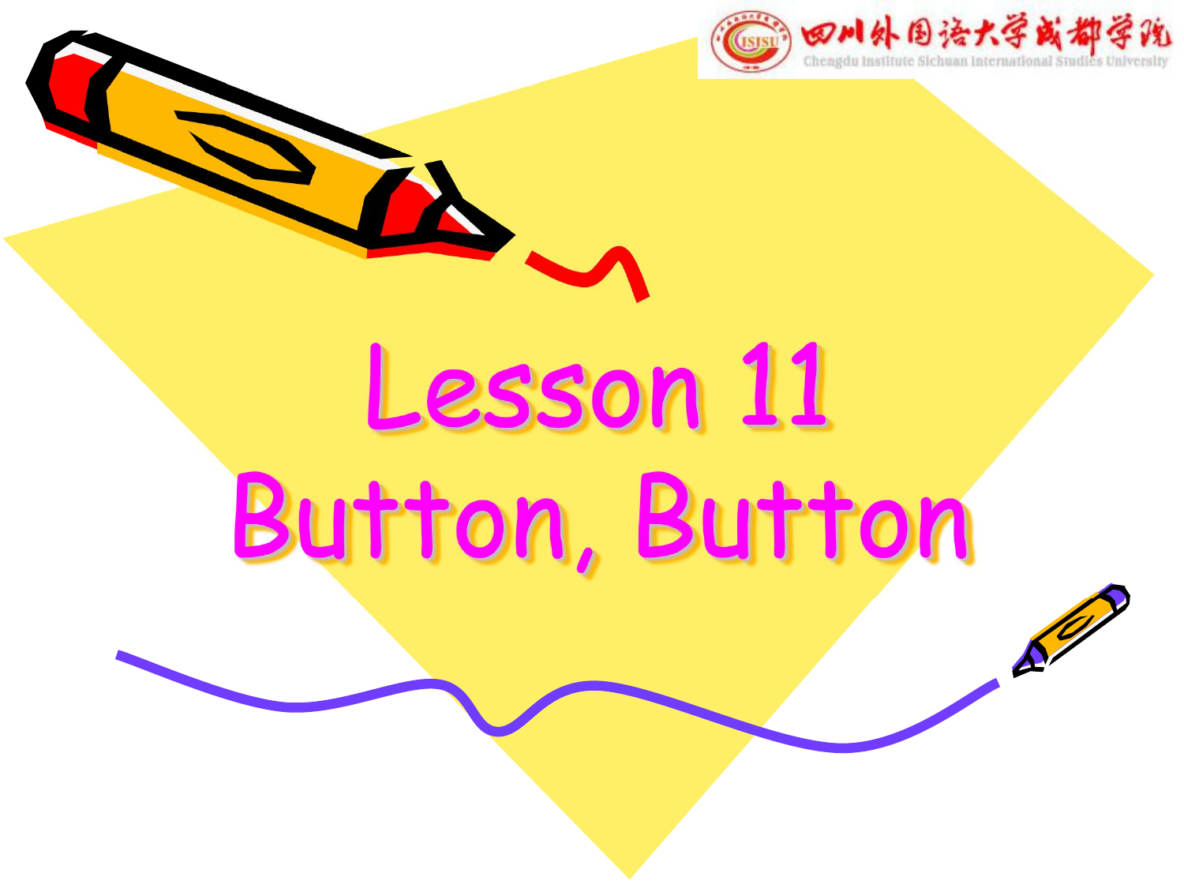# Lesson 11
# Button, Button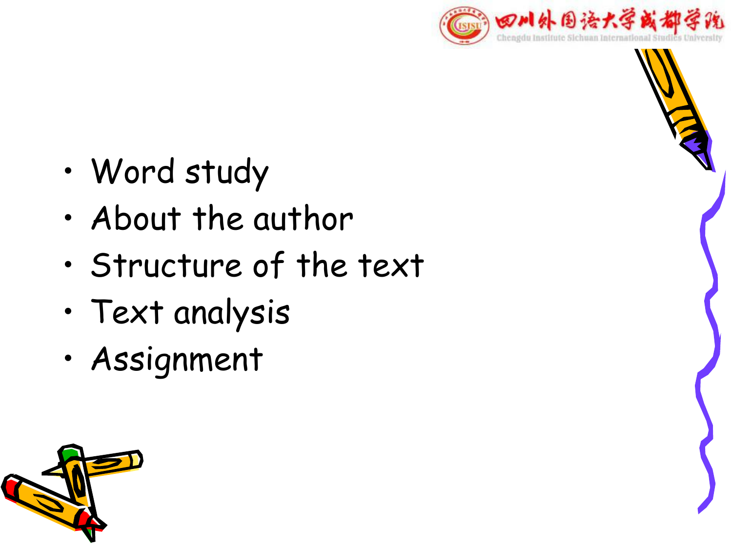- Word study
- About the author
- Structure of the text
- Text analysis
- Assignment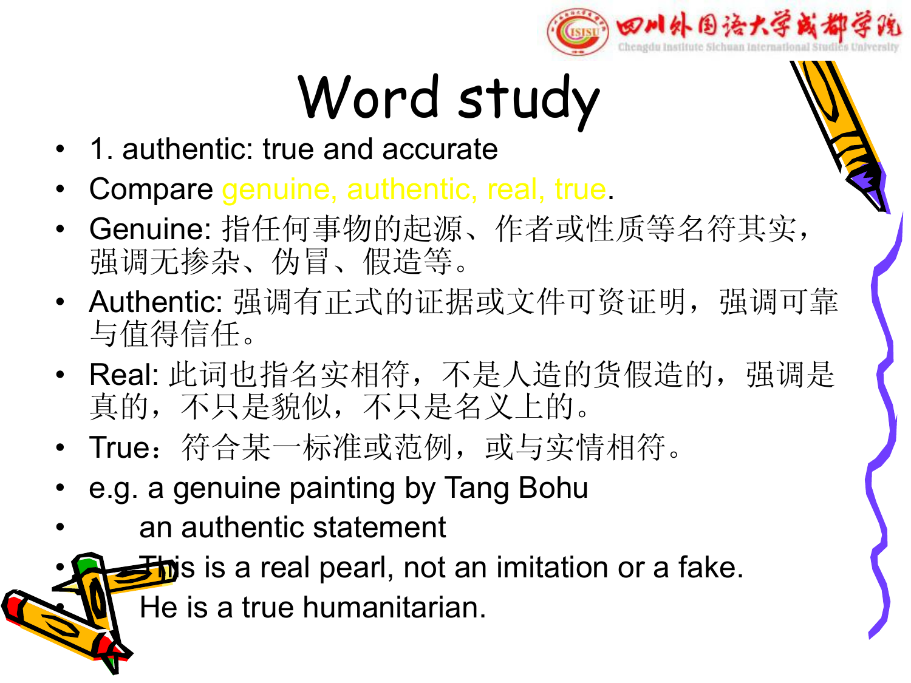# Word study

- 1. authentic: true and accurate
- Compare genuine, authentic, real, true.
- Genuine: 指任何事物的起源、作者或性质等名符其实，强调无掺杂、伪冒、假造等。
- Authentic: 强调有正式的证据或文件可资证明，强调可靠与值得信任。
- Real: 此词也指名实相符，不是人造的货假造的，强调是真的，不只是貌似，不只是名义上的。
- True：符合某一标准或范例，或与实情相符。
- e.g. a genuine painting by Tang Bohu
- an authentic statement
- This is a real pearl, not an imitation or a fake.
- He is a true humanitarian.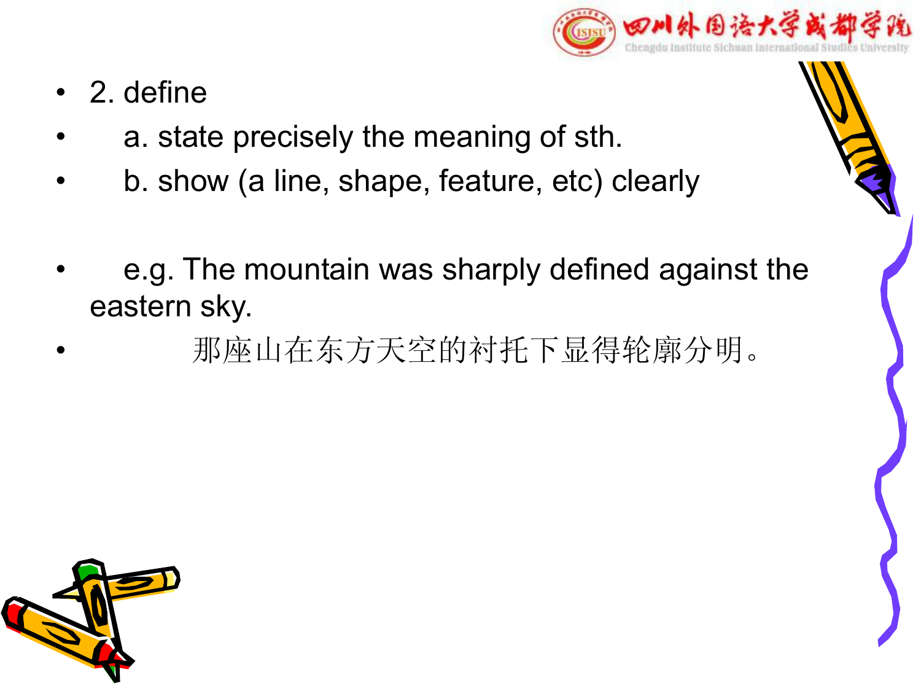- 2. define
- a. state precisely the meaning of sth.
- b. show (a line, shape, feature, etc) clearly
- e.g. The mountain was sharply defined against the eastern sky.
- 那座山在东方天空的衬托下显得轮廓分明。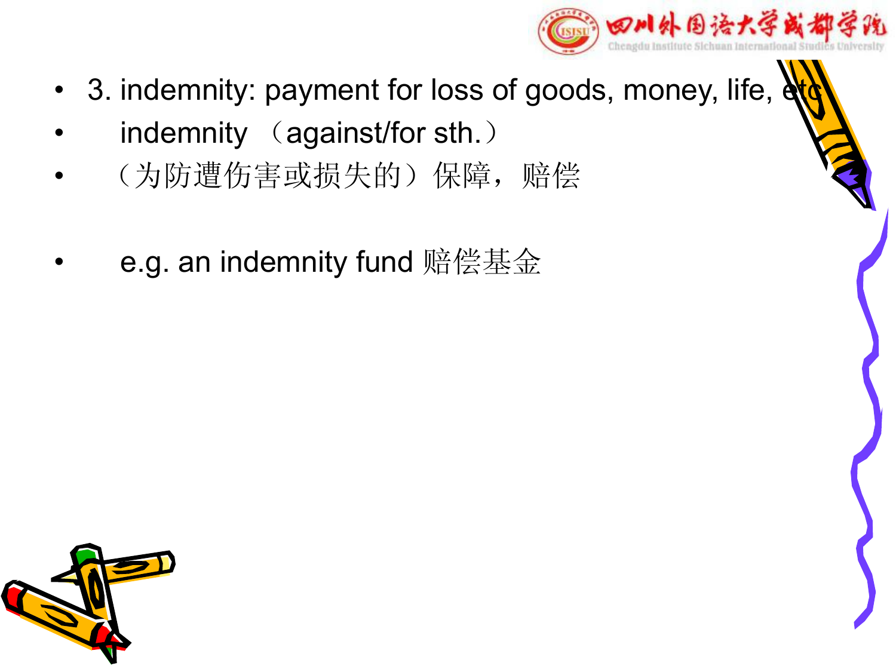- 3. indemnity: payment for loss of goods, money, life, etc
- indemnity （against/for sth.）
- （为防遭伤害或损失的）保障，赔偿
- e.g. an indemnity fund 赔偿基金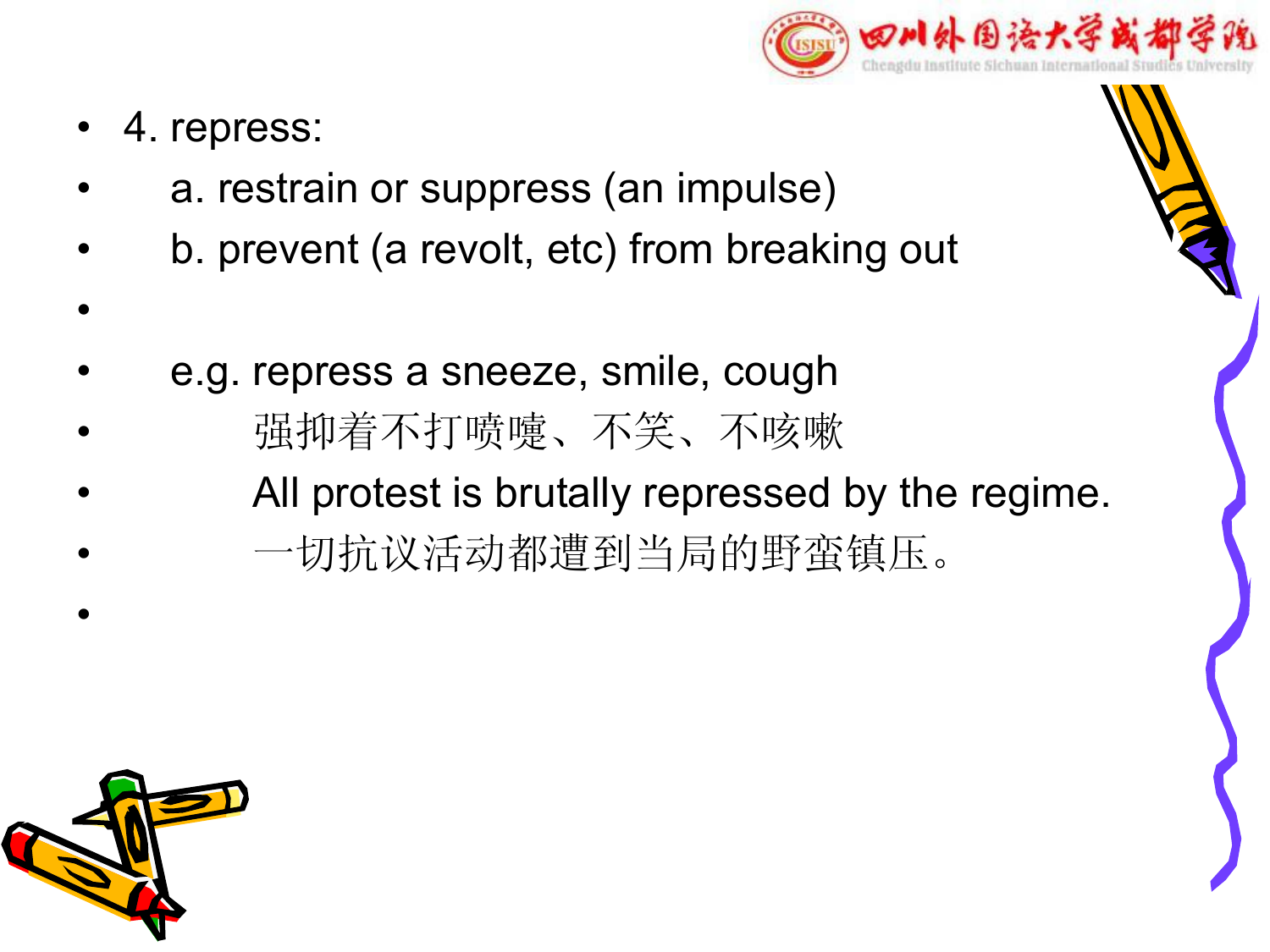- 4. repress:
- a. restrain or suppress (an impulse)
- b. prevent (a revolt, etc) from breaking out
- e.g. repress a sneeze, smile, cough
- 强抑着不打喷嚏、不笑、不咳嗽
- All protest is brutally repressed by the regime.
- 一切抗议活动都遭到当局的野蛮镇压。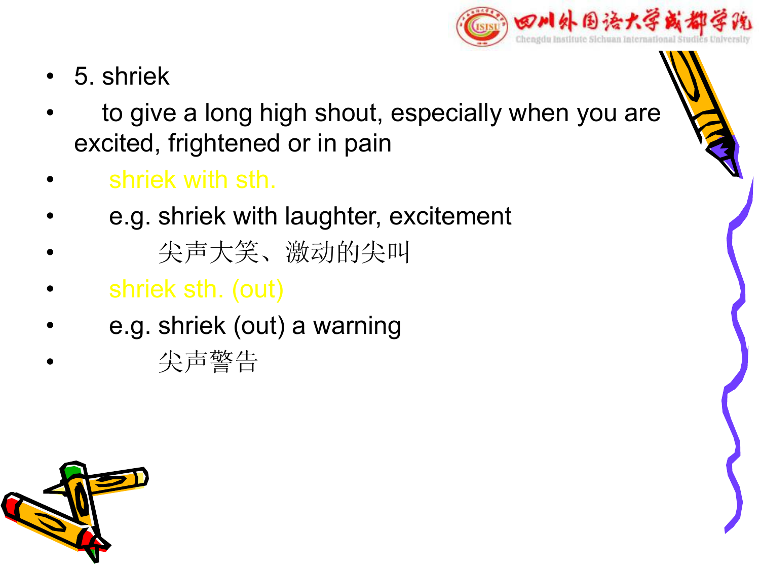- 5. shriek
- to give a long high shout, especially when you are excited, frightened or in pain
- shriek with sth.
- e.g. shriek with laughter, excitement
- 尖声大笑、激动的尖叫
- shriek sth. (out)
- e.g. shriek (out) a warning
- 尖声警告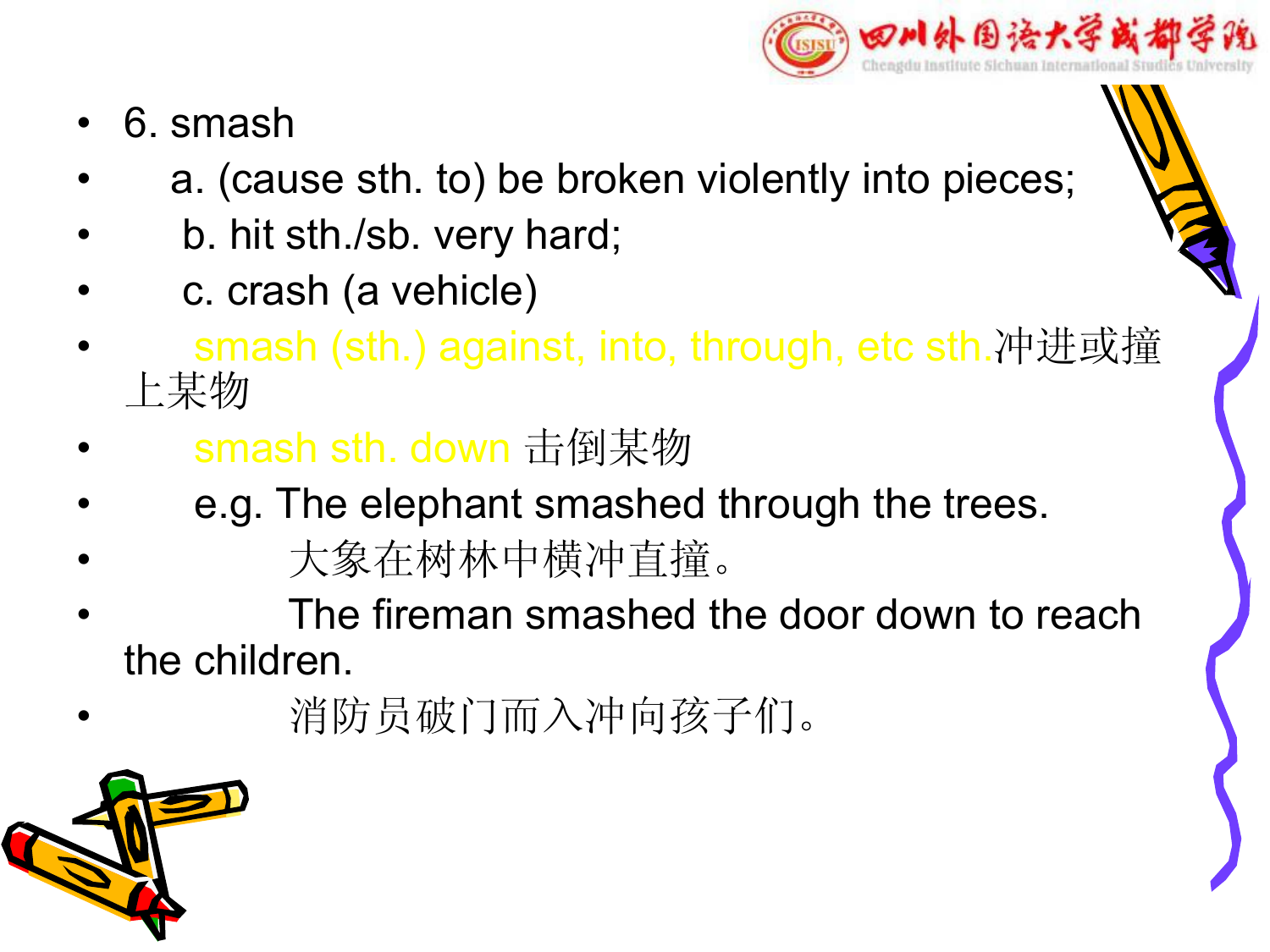- 6. smash
- a. (cause sth. to) be broken violently into pieces;
- b. hit sth./sb. very hard;
- c. crash (a vehicle)
- smash (sth.) against, into, through, etc sth.冲进或撞上某物
- smash sth. down 击倒某物
- e.g. The elephant smashed through the trees.
- 大象在树林中横冲直撞。
- The fireman smashed the door down to reach the children.
- 消防员破门而入冲向孩子们。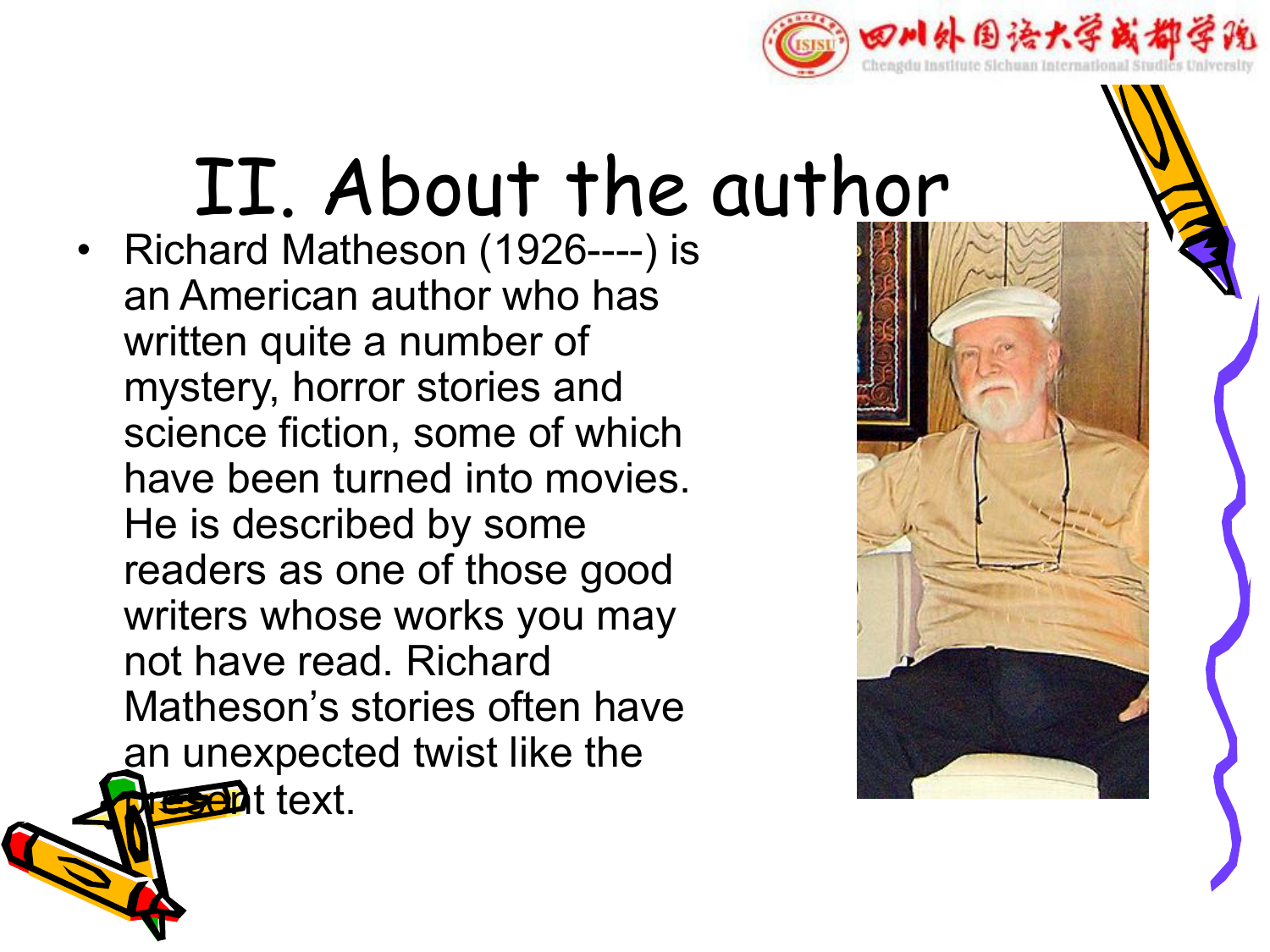# II. About the author

- Richard Matheson (1926----) is an American author who has written quite a number of mystery, horror stories and science fiction, some of which have been turned into movies. He is described by some readers as one of those good writers whose works you may not have read. Richard Matheson's stories often have an unexpected twist like the present text.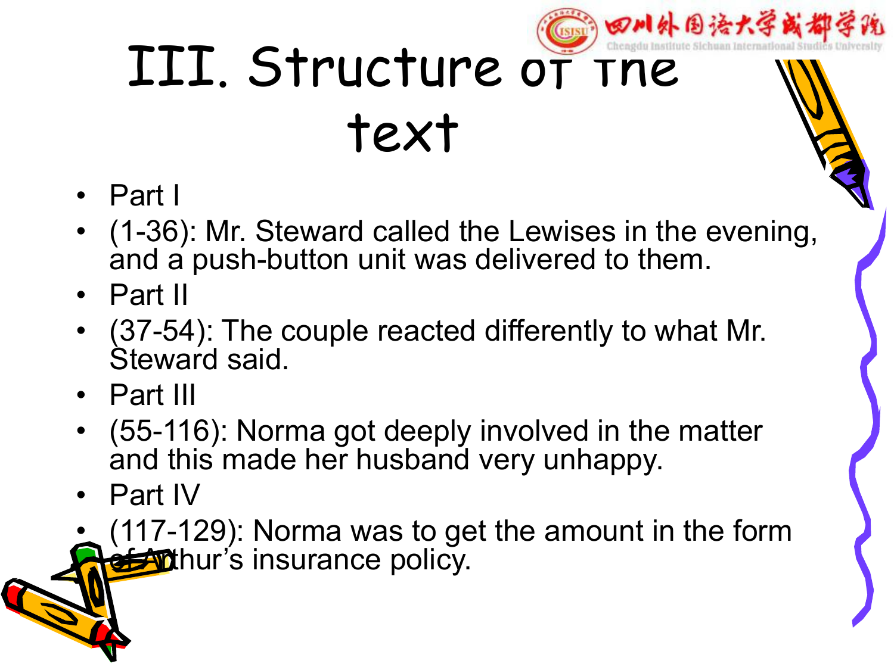# III. Structure of the text

- Part I
- (1-36): Mr. Steward called the Lewises in the evening, and a push-button unit was delivered to them.
- Part II
- (37-54): The couple reacted differently to what Mr. Steward said.
- Part III
- (55-116): Norma got deeply involved in the matter and this made her husband very unhappy.
- Part IV
- (117-129): Norma was to get the amount in the form of Arthur's insurance policy.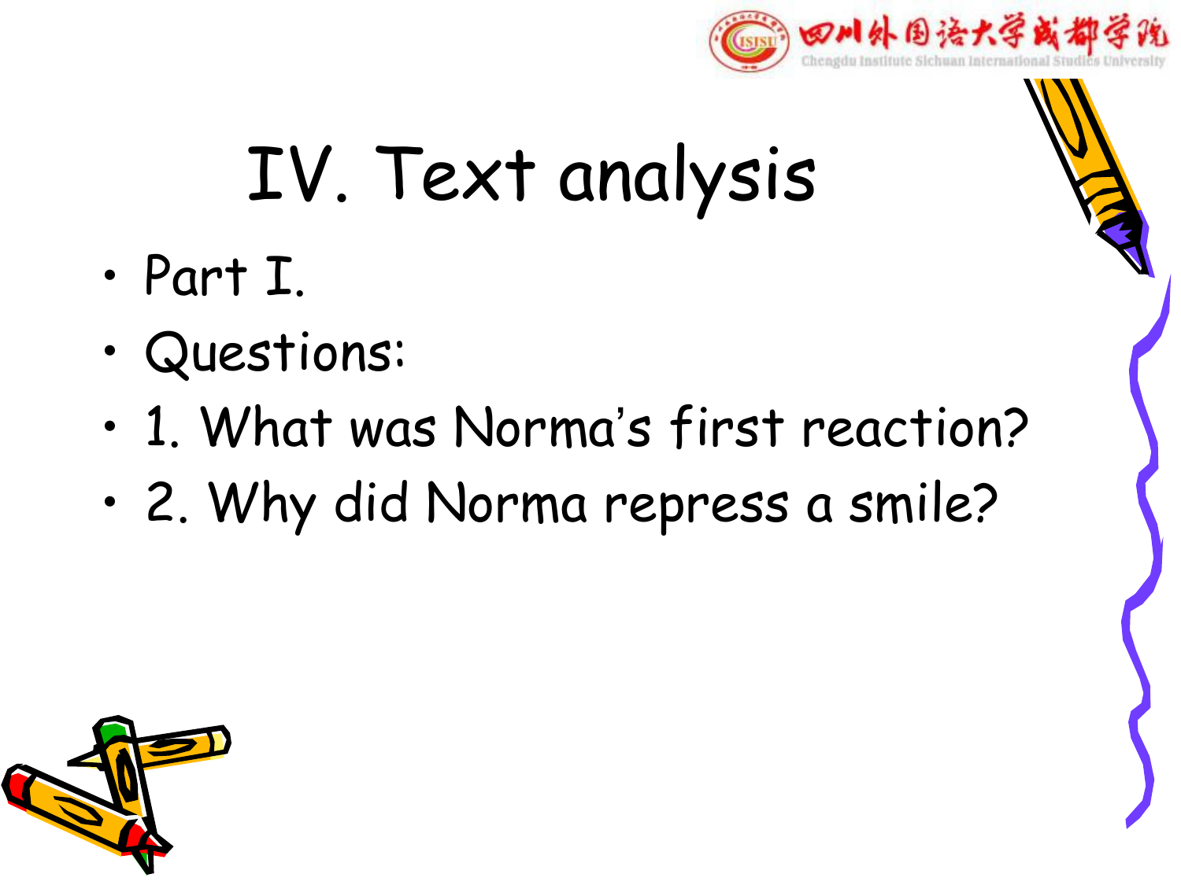# IV. Text analysis

- Part I.
- Questions:
- 1. What was Norma's first reaction?
- 2. Why did Norma repress a smile?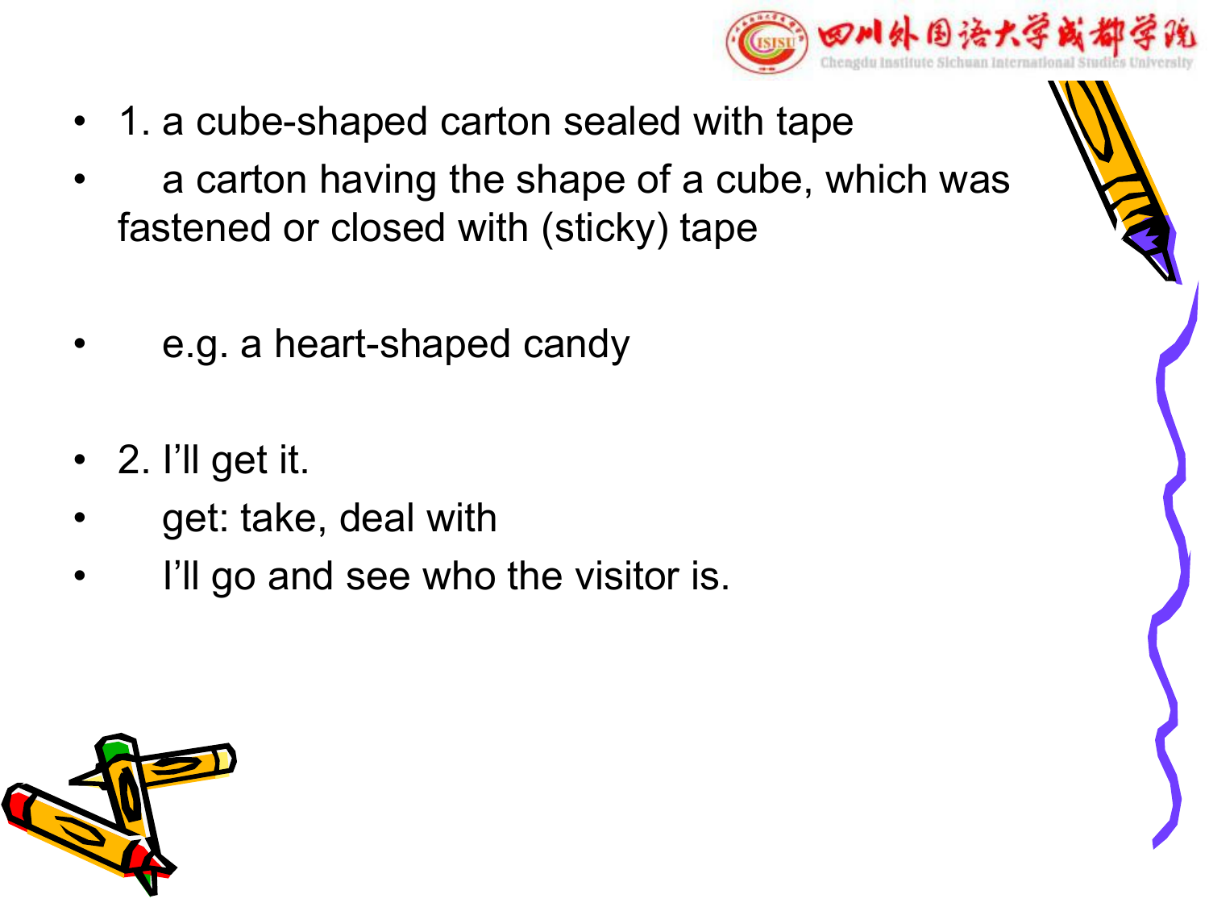- 1. a cube-shaped carton sealed with tape
- a carton having the shape of a cube, which was fastened or closed with (sticky) tape
- e.g. a heart-shaped candy
- 2. I'll get it.
- get: take, deal with
- I'll go and see who the visitor is.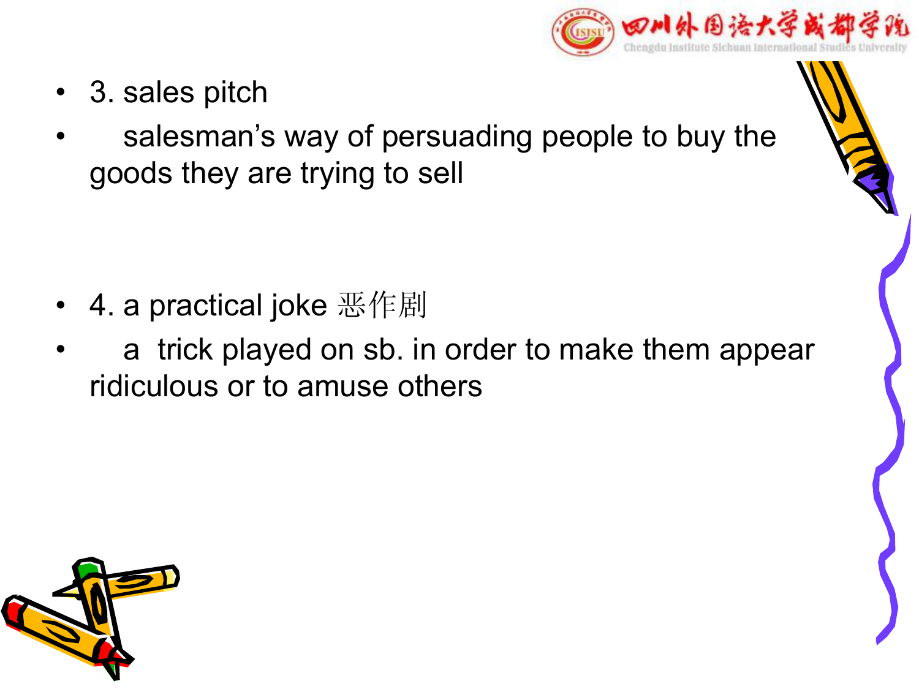- 3. sales pitch
- salesman's way of persuading people to buy the goods they are trying to sell

- 4. a practical joke 恶作剧
- a trick played on sb. in order to make them appear ridiculous or to amuse others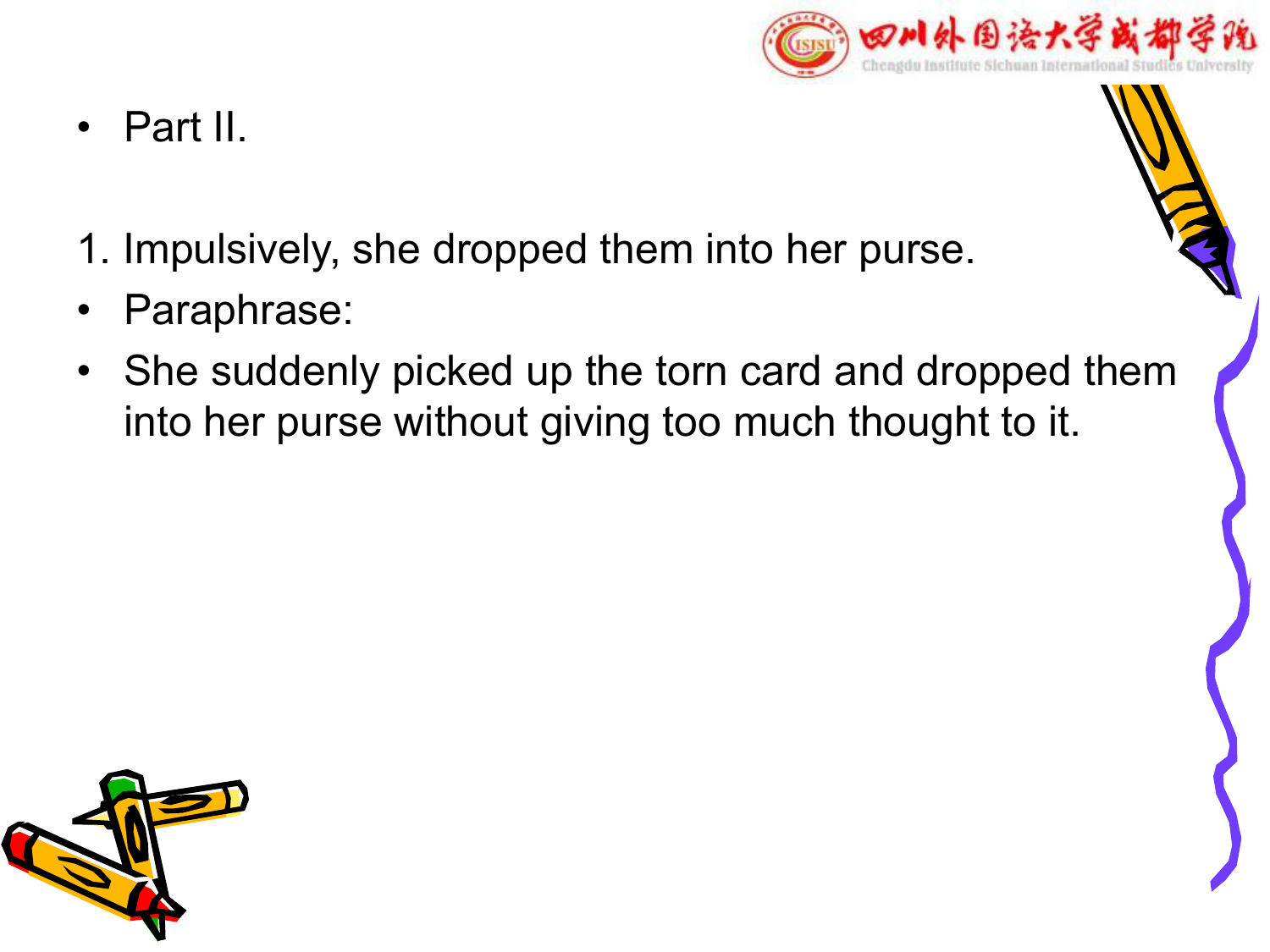- Part II.

1. Impulsively, she dropped them into her purse.

- Paraphrase:
- She suddenly picked up the torn card and dropped them into her purse without giving too much thought to it.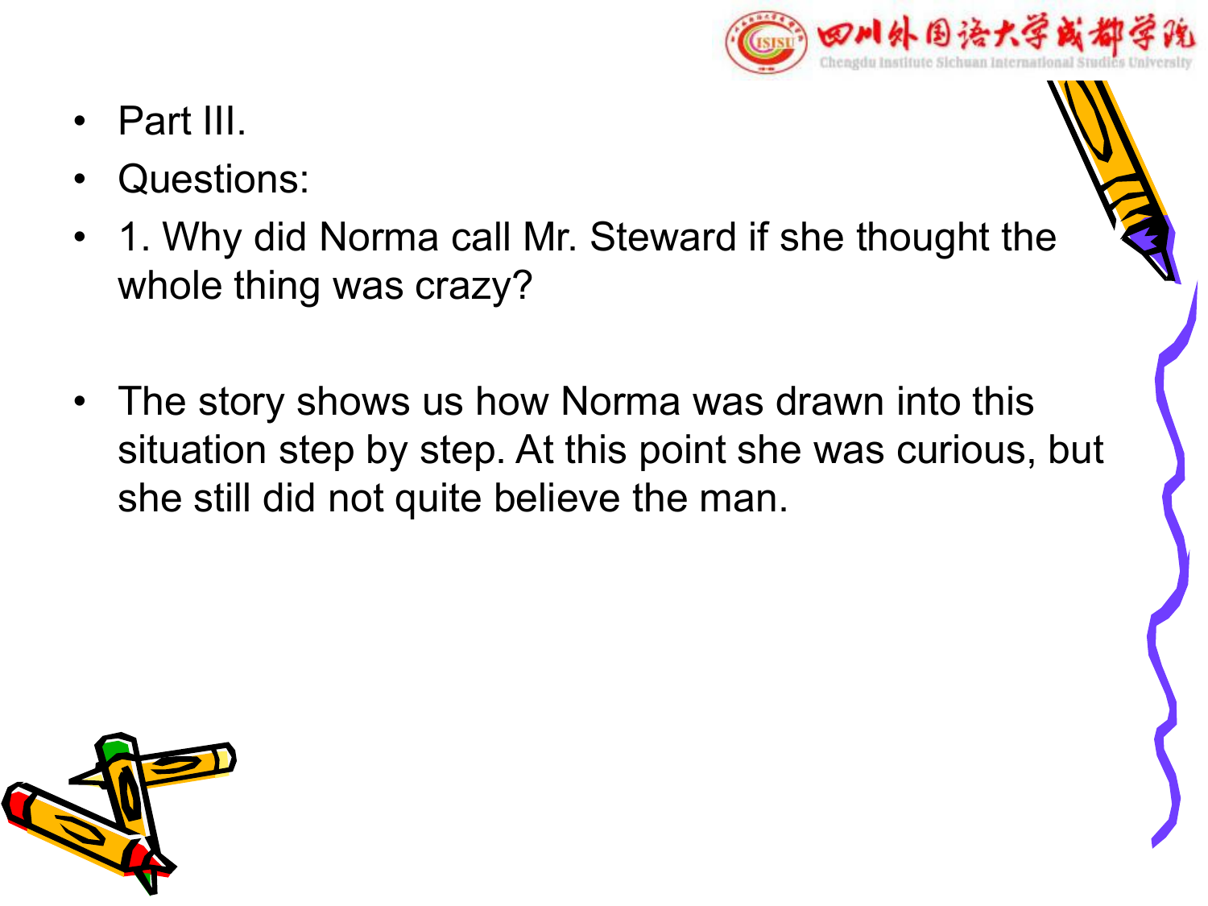- Part III.
- Questions:
- 1. Why did Norma call Mr. Steward if she thought the whole thing was crazy?
- The story shows us how Norma was drawn into this situation step by step. At this point she was curious, but she still did not quite believe the man.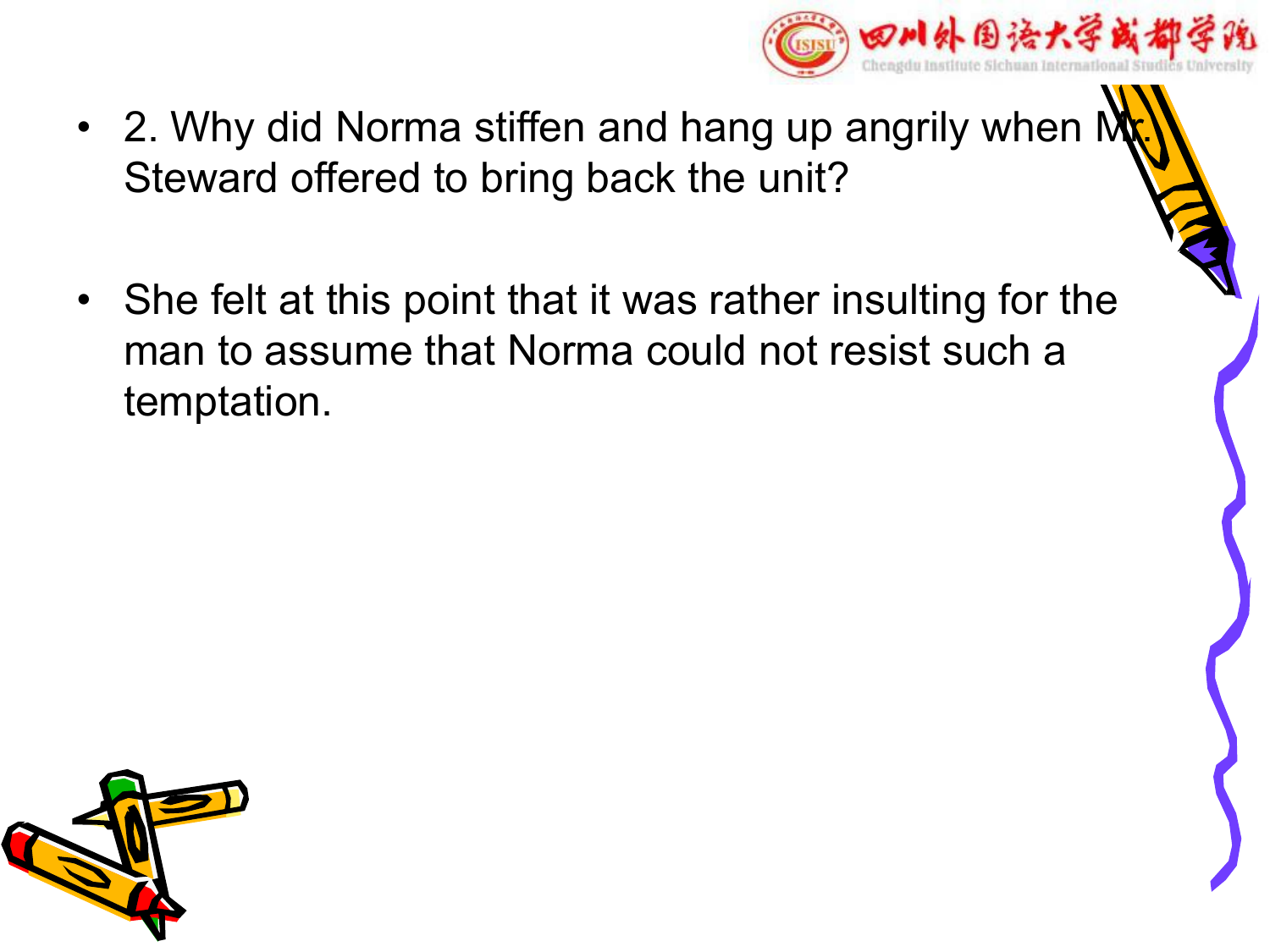- 2. Why did Norma stiffen and hang up angrily when Mr. Steward offered to bring back the unit?

- She felt at this point that it was rather insulting for the man to assume that Norma could not resist such a temptation.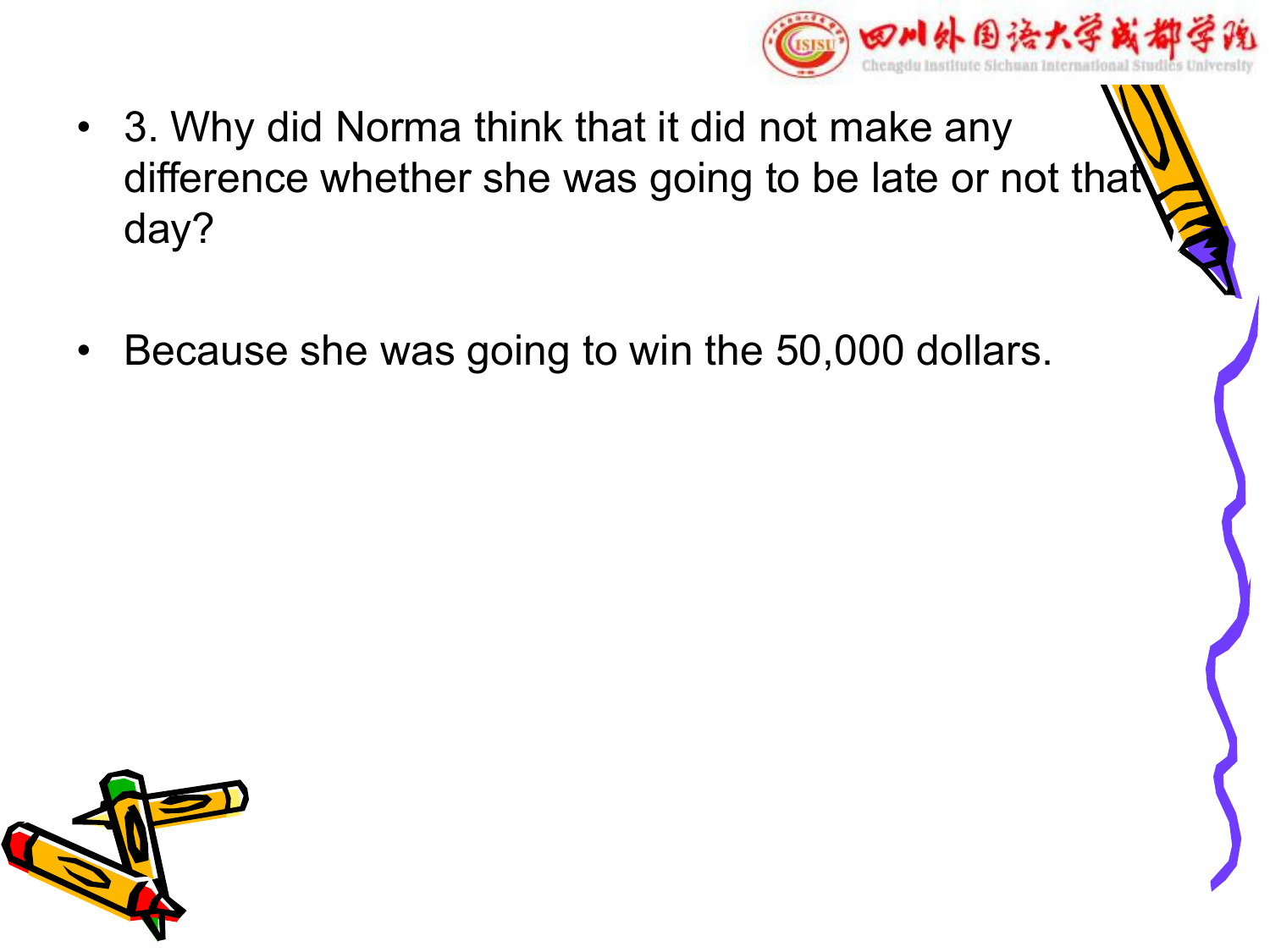- 3. Why did Norma think that it did not make any difference whether she was going to be late or not that day?

- Because she was going to win the 50,000 dollars.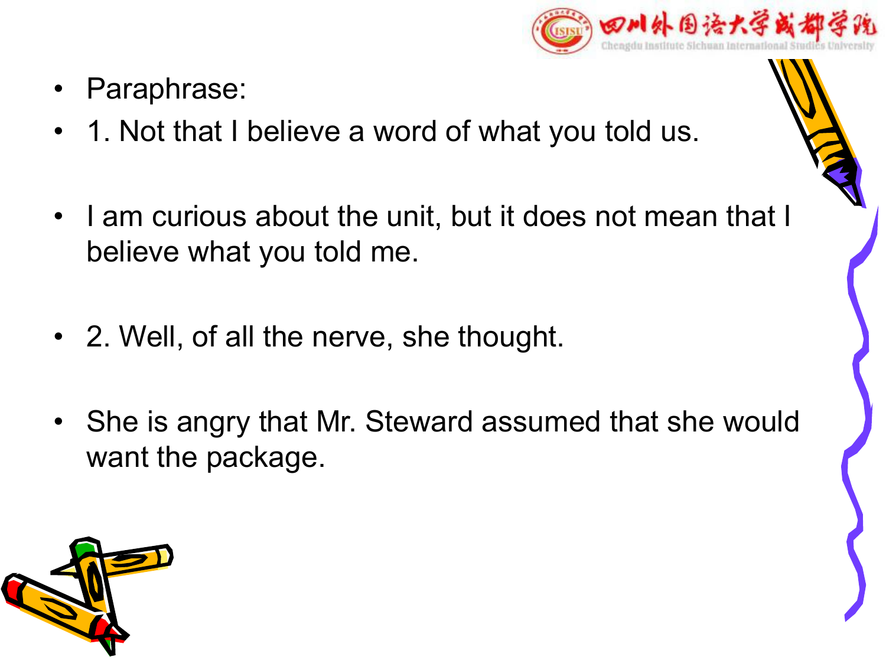- Paraphrase:
- 1. Not that I believe a word of what you told us.
- I am curious about the unit, but it does not mean that I believe what you told me.
- 2. Well, of all the nerve, she thought.
- She is angry that Mr. Steward assumed that she would want the package.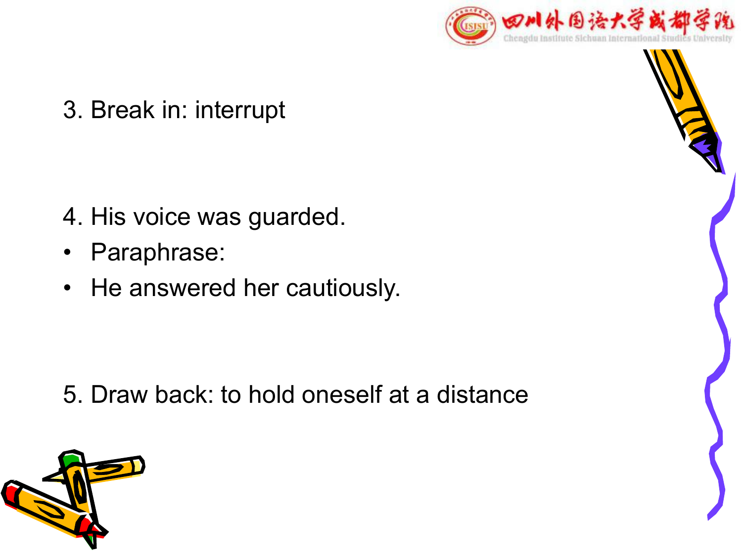3. Break in: interrupt

4. His voice was guarded.

- Paraphrase:
- He answered her cautiously.

5. Draw back: to hold oneself at a distance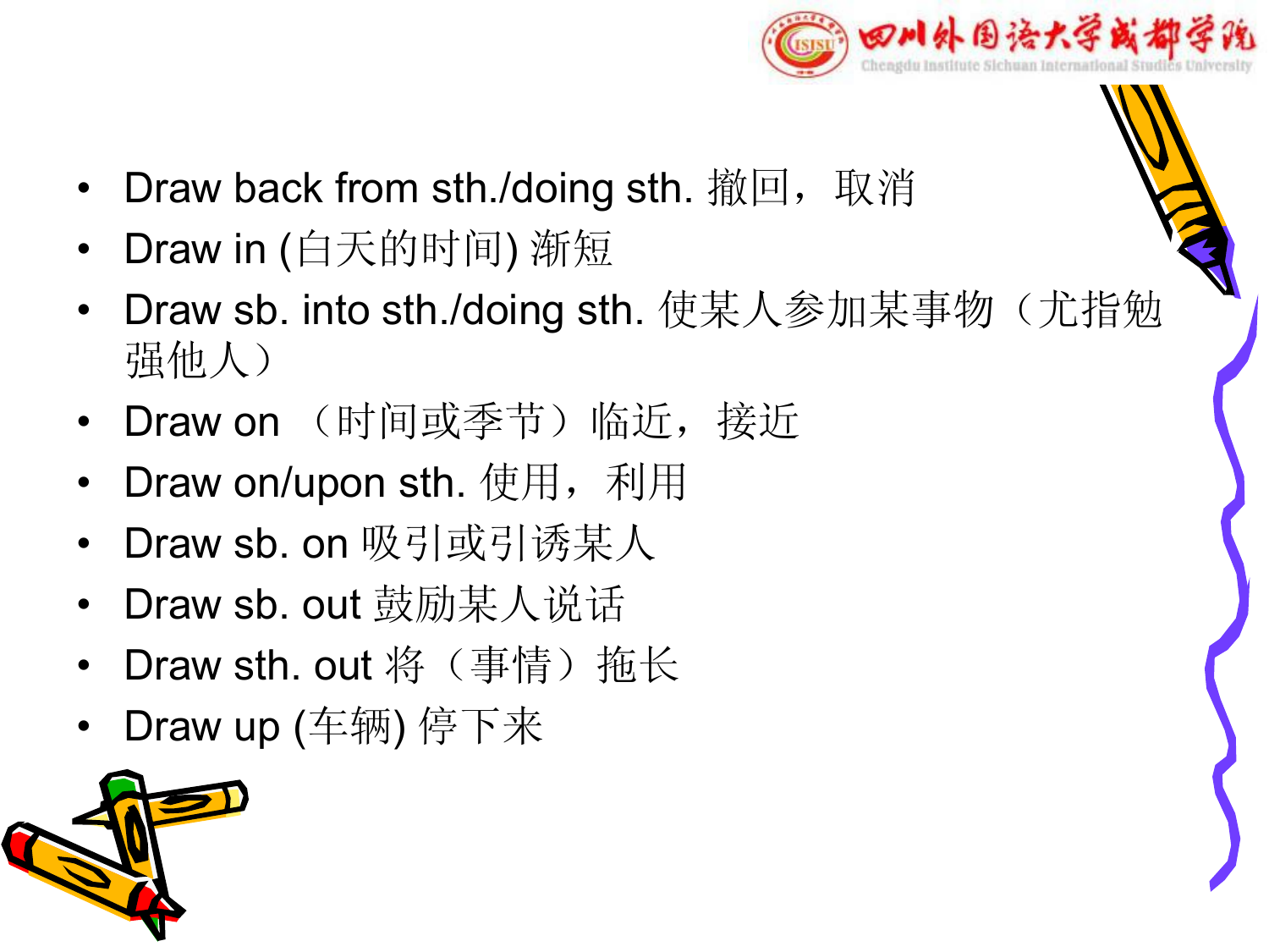- Draw back from sth./doing sth. 撤回，取消
- Draw in (白天的时间) 渐短
- Draw sb. into sth./doing sth. 使某人参加某事物（尤指勉强他人）
- Draw on （时间或季节）临近，接近
- Draw on/upon sth. 使用，利用
- Draw sb. on 吸引或引诱某人
- Draw sb. out 鼓励某人说话
- Draw sth. out 将（事情）拖长
- Draw up (车辆) 停下来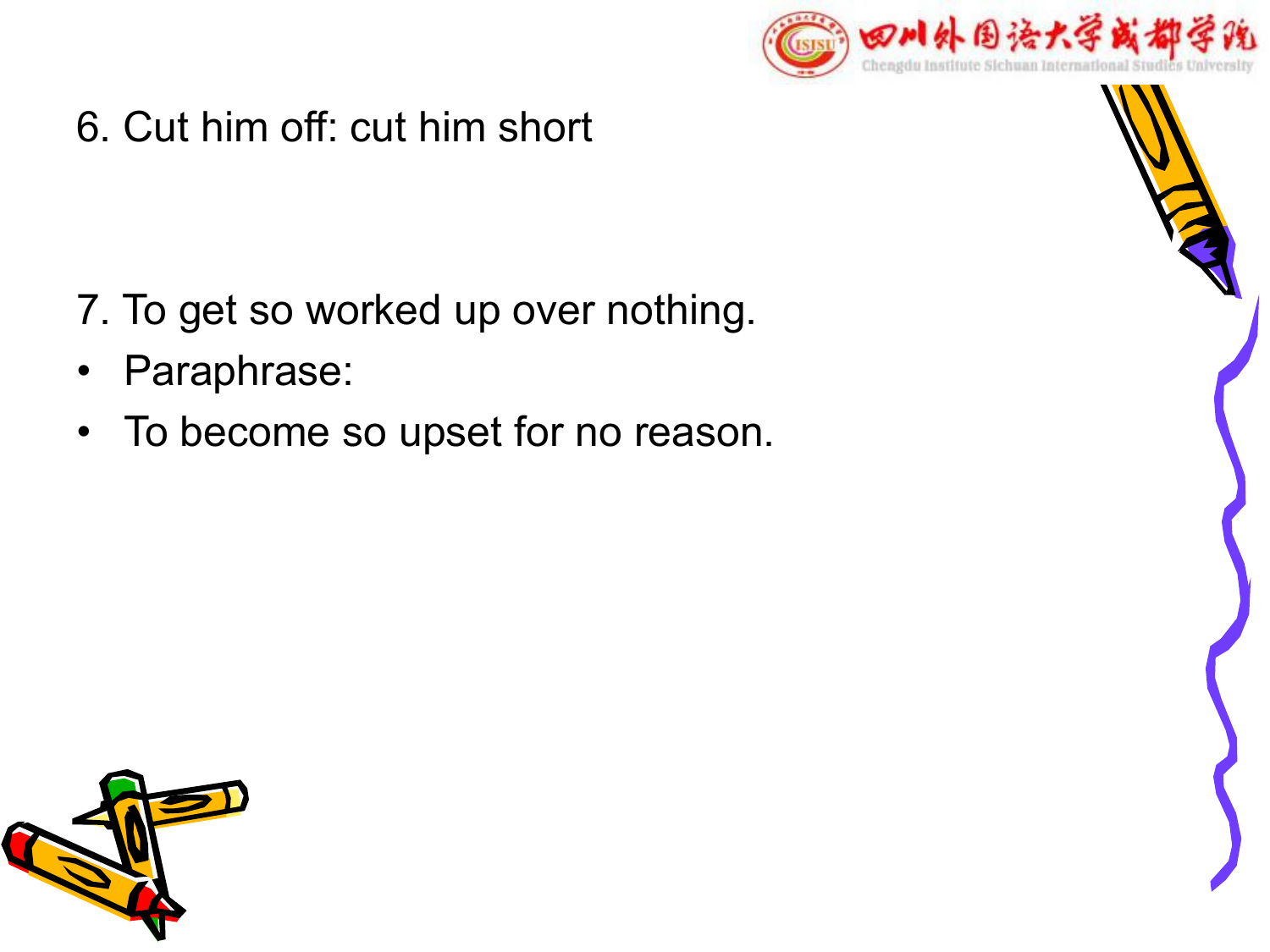6. Cut him off: cut him short

7. To get so worked up over nothing.

- Paraphrase:
- To become so upset for no reason.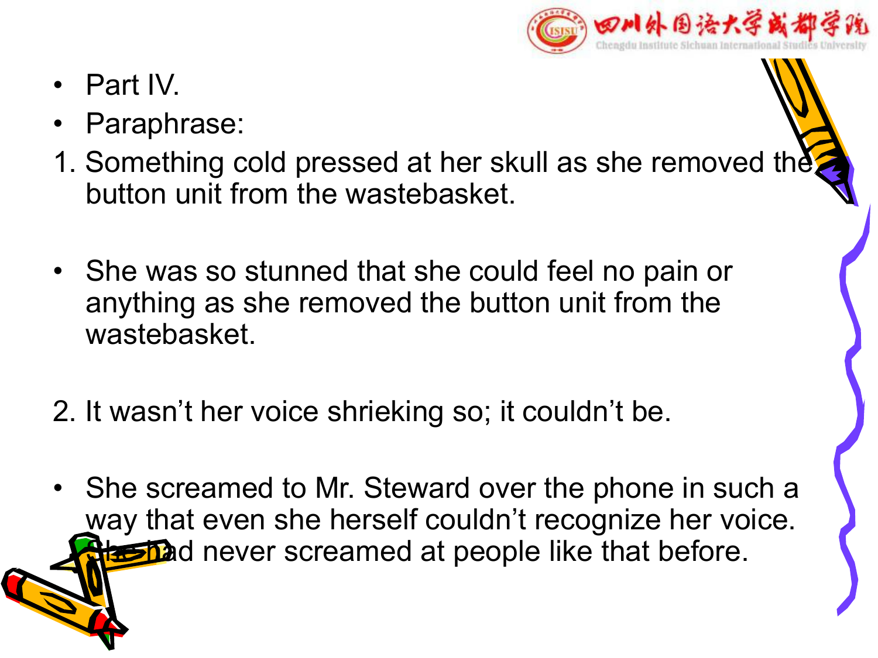- Part IV.
- Paraphrase:

1. Something cold pressed at her skull as she removed the button unit from the wastebasket.

- She was so stunned that she could feel no pain or anything as she removed the button unit from the wastebasket.

2. It wasn't her voice shrieking so; it couldn't be.

- She screamed to Mr. Steward over the phone in such a way that even she herself couldn't recognize her voice. She had never screamed at people like that before.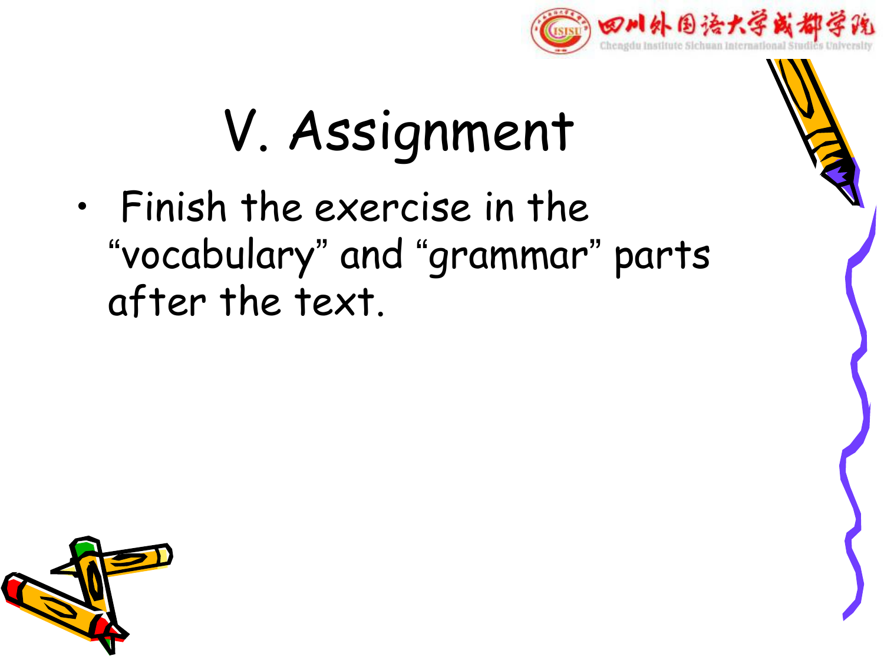# V. Assignment

- Finish the exercise in the “vocabulary” and “grammar” parts after the text.